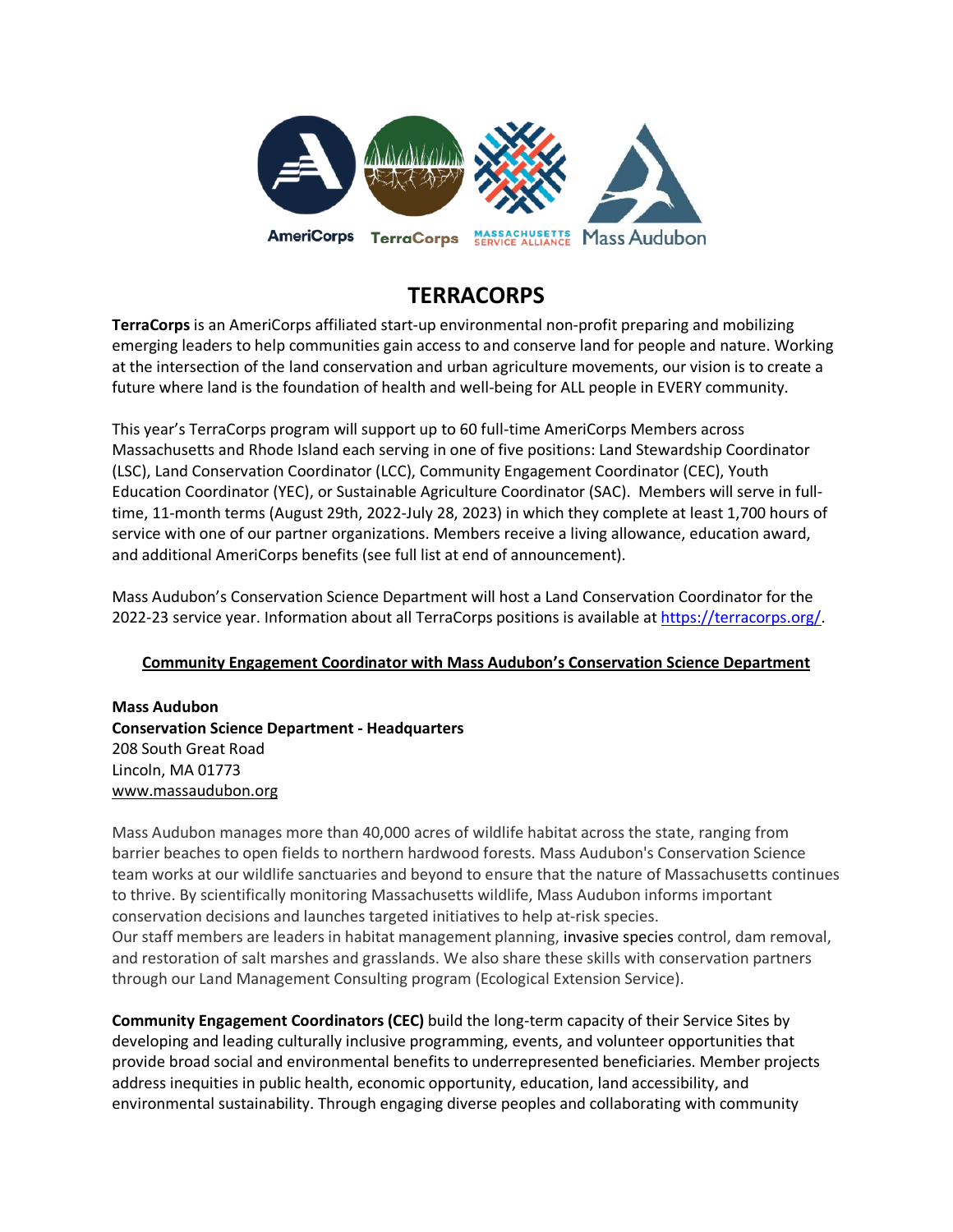AmeriCorps TerraCorps MASSACHUSETTS SERVICE ALLIANCE Mass Audubon

# TERRACORPS

**TerraCorps** is an AmeriCorps affiliated start-up environmental non-profit preparing and mobilizing emerging leaders to help communities gain access to and conserve land for people and nature. Working at the intersection of the land conservation and urban agriculture movements, our vision is to create a future where land is the foundation of health and well-being for ALL people in EVERY community.

This year's TerraCorps program will support up to 60 full-time AmeriCorps Members across Massachusetts and Rhode Island each serving in one of five positions: Land Stewardship Coordinator (LSC), Land Conservation Coordinator (LCC), Community Engagement Coordinator (CEC), Youth Education Coordinator (YEC), or Sustainable Agriculture Coordinator (SAC). Members will serve in full-time, 11-month terms (August 29th, 2022-July 28, 2023) in which they complete at least 1,700 hours of service with one of our partner organizations. Members receive a living allowance, education award, and additional AmeriCorps benefits (see full list at end of announcement).

Mass Audubon's Conservation Science Department will host a Land Conservation Coordinator for the 2022-23 service year. Information about all TerraCorps positions is available at https://terracorps.org/.

## Community Engagement Coordinator with Mass Audubon's Conservation Science Department

**Mass Audubon**
**Conservation Science Department - Headquarters**
208 South Great Road
Lincoln, MA 01773
www.massaudubon.org

Mass Audubon manages more than 40,000 acres of wildlife habitat across the state, ranging from barrier beaches to open fields to northern hardwood forests. Mass Audubon's Conservation Science team works at our wildlife sanctuaries and beyond to ensure that the nature of Massachusetts continues to thrive. By scientifically monitoring Massachusetts wildlife, Mass Audubon informs important conservation decisions and launches targeted initiatives to help at-risk species.
Our staff members are leaders in habitat management planning, invasive species control, dam removal, and restoration of salt marshes and grasslands. We also share these skills with conservation partners through our Land Management Consulting program (Ecological Extension Service).

**Community Engagement Coordinators (CEC)** build the long-term capacity of their Service Sites by developing and leading culturally inclusive programming, events, and volunteer opportunities that provide broad social and environmental benefits to underrepresented beneficiaries. Member projects address inequities in public health, economic opportunity, education, land accessibility, and environmental sustainability. Through engaging diverse peoples and collaborating with community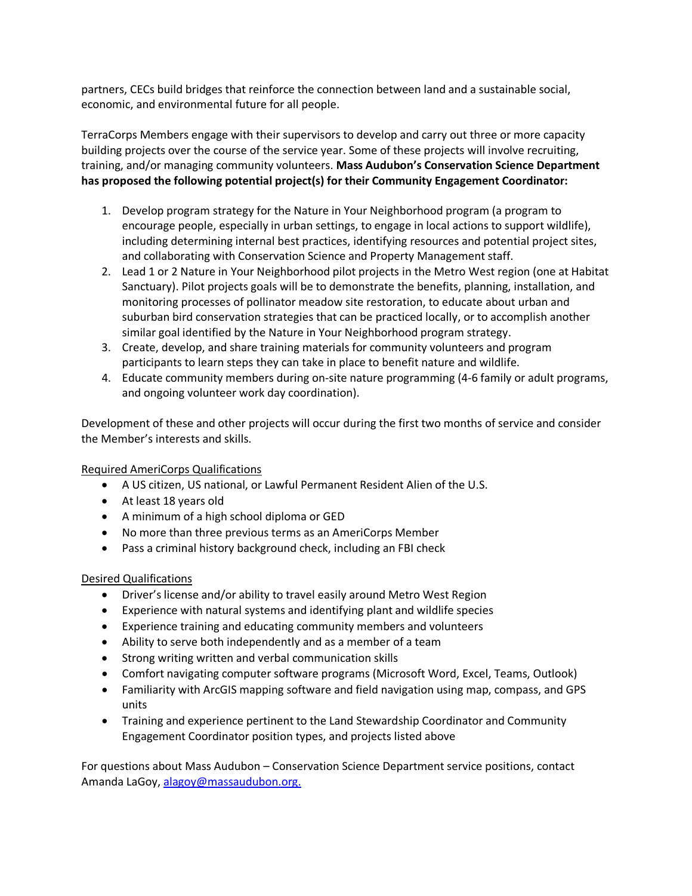partners, CECs build bridges that reinforce the connection between land and a sustainable social, economic, and environmental future for all people.

TerraCorps Members engage with their supervisors to develop and carry out three or more capacity building projects over the course of the service year. Some of these projects will involve recruiting, training, and/or managing community volunteers. **Mass Audubon's Conservation Science Department has proposed the following potential project(s) for their Community Engagement Coordinator:**

1. Develop program strategy for the Nature in Your Neighborhood program (a program to encourage people, especially in urban settings, to engage in local actions to support wildlife), including determining internal best practices, identifying resources and potential project sites, and collaborating with Conservation Science and Property Management staff.
2. Lead 1 or 2 Nature in Your Neighborhood pilot projects in the Metro West region (one at Habitat Sanctuary). Pilot projects goals will be to demonstrate the benefits, planning, installation, and monitoring processes of pollinator meadow site restoration, to educate about urban and suburban bird conservation strategies that can be practiced locally, or to accomplish another similar goal identified by the Nature in Your Neighborhood program strategy.
3. Create, develop, and share training materials for community volunteers and program participants to learn steps they can take in place to benefit nature and wildlife.
4. Educate community members during on-site nature programming (4-6 family or adult programs, and ongoing volunteer work day coordination).

Development of these and other projects will occur during the first two months of service and consider the Member's interests and skills.

<u>Required AmeriCorps Qualifications</u>

- A US citizen, US national, or Lawful Permanent Resident Alien of the U.S.
- At least 18 years old
- A minimum of a high school diploma or GED
- No more than three previous terms as an AmeriCorps Member
- Pass a criminal history background check, including an FBI check

<u>Desired Qualifications</u>

- Driver's license and/or ability to travel easily around Metro West Region
- Experience with natural systems and identifying plant and wildlife species
- Experience training and educating community members and volunteers
- Ability to serve both independently and as a member of a team
- Strong writing written and verbal communication skills
- Comfort navigating computer software programs (Microsoft Word, Excel, Teams, Outlook)
- Familiarity with ArcGIS mapping software and field navigation using map, compass, and GPS units
- Training and experience pertinent to the Land Stewardship Coordinator and Community Engagement Coordinator position types, and projects listed above

For questions about Mass Audubon – Conservation Science Department service positions, contact Amanda LaGoy, alagoy@massaudubon.org.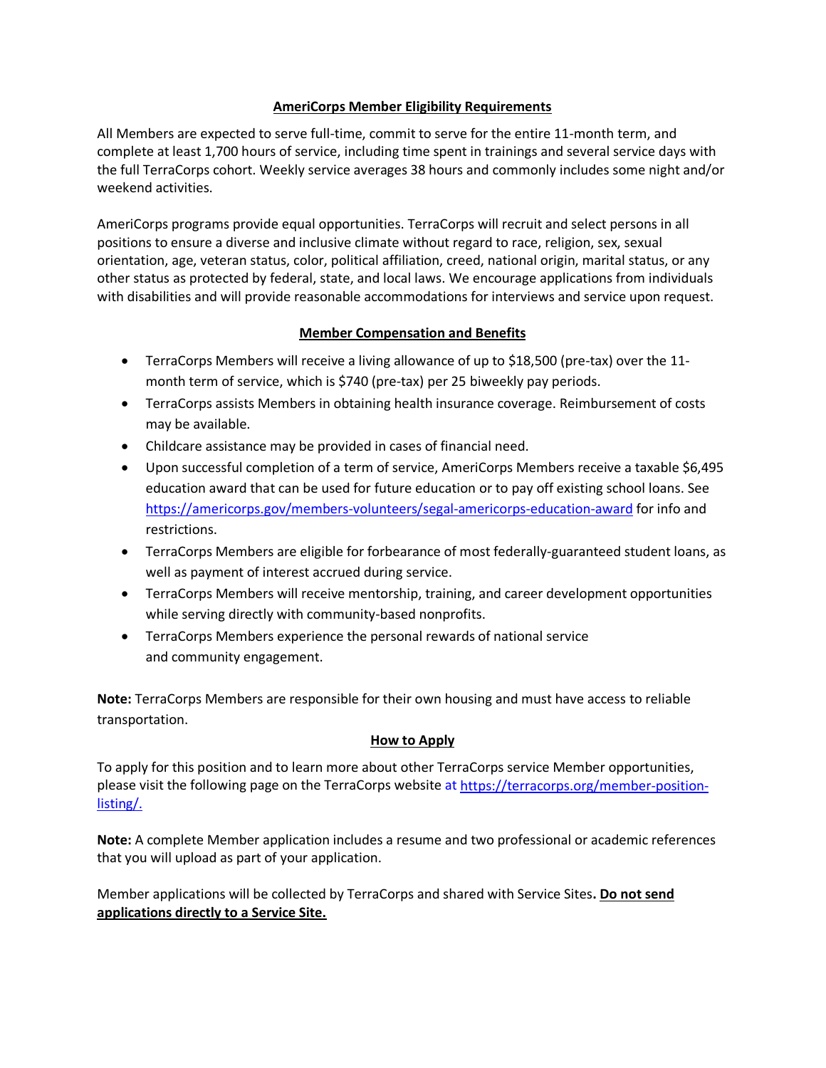## AmeriCorps Member Eligibility Requirements

All Members are expected to serve full-time, commit to serve for the entire 11-month term, and complete at least 1,700 hours of service, including time spent in trainings and several service days with the full TerraCorps cohort. Weekly service averages 38 hours and commonly includes some night and/or weekend activities.

AmeriCorps programs provide equal opportunities. TerraCorps will recruit and select persons in all positions to ensure a diverse and inclusive climate without regard to race, religion, sex, sexual orientation, age, veteran status, color, political affiliation, creed, national origin, marital status, or any other status as protected by federal, state, and local laws. We encourage applications from individuals with disabilities and will provide reasonable accommodations for interviews and service upon request.

## Member Compensation and Benefits

- TerraCorps Members will receive a living allowance of up to $18,500 (pre-tax) over the 11-month term of service, which is $740 (pre-tax) per 25 biweekly pay periods.
- TerraCorps assists Members in obtaining health insurance coverage. Reimbursement of costs may be available.
- Childcare assistance may be provided in cases of financial need.
- Upon successful completion of a term of service, AmeriCorps Members receive a taxable $6,495 education award that can be used for future education or to pay off existing school loans. See [https://americorps.gov/members-volunteers/segal-americorps-education-award](https://americorps.gov/members-volunteers/segal-americorps-education-award) for info and restrictions.
- TerraCorps Members are eligible for forbearance of most federally-guaranteed student loans, as well as payment of interest accrued during service.
- TerraCorps Members will receive mentorship, training, and career development opportunities while serving directly with community-based nonprofits.
- TerraCorps Members experience the personal rewards of national service and community engagement.

**Note:** TerraCorps Members are responsible for their own housing and must have access to reliable transportation.

## How to Apply

To apply for this position and to learn more about other TerraCorps service Member opportunities, please visit the following page on the TerraCorps website at [https://terracorps.org/member-position-listing/](https://terracorps.org/member-position-listing/).

**Note:** A complete Member application includes a resume and two professional or academic references that you will upload as part of your application.

Member applications will be collected by TerraCorps and shared with Service Sites**. Do not send applications directly to a Service Site.**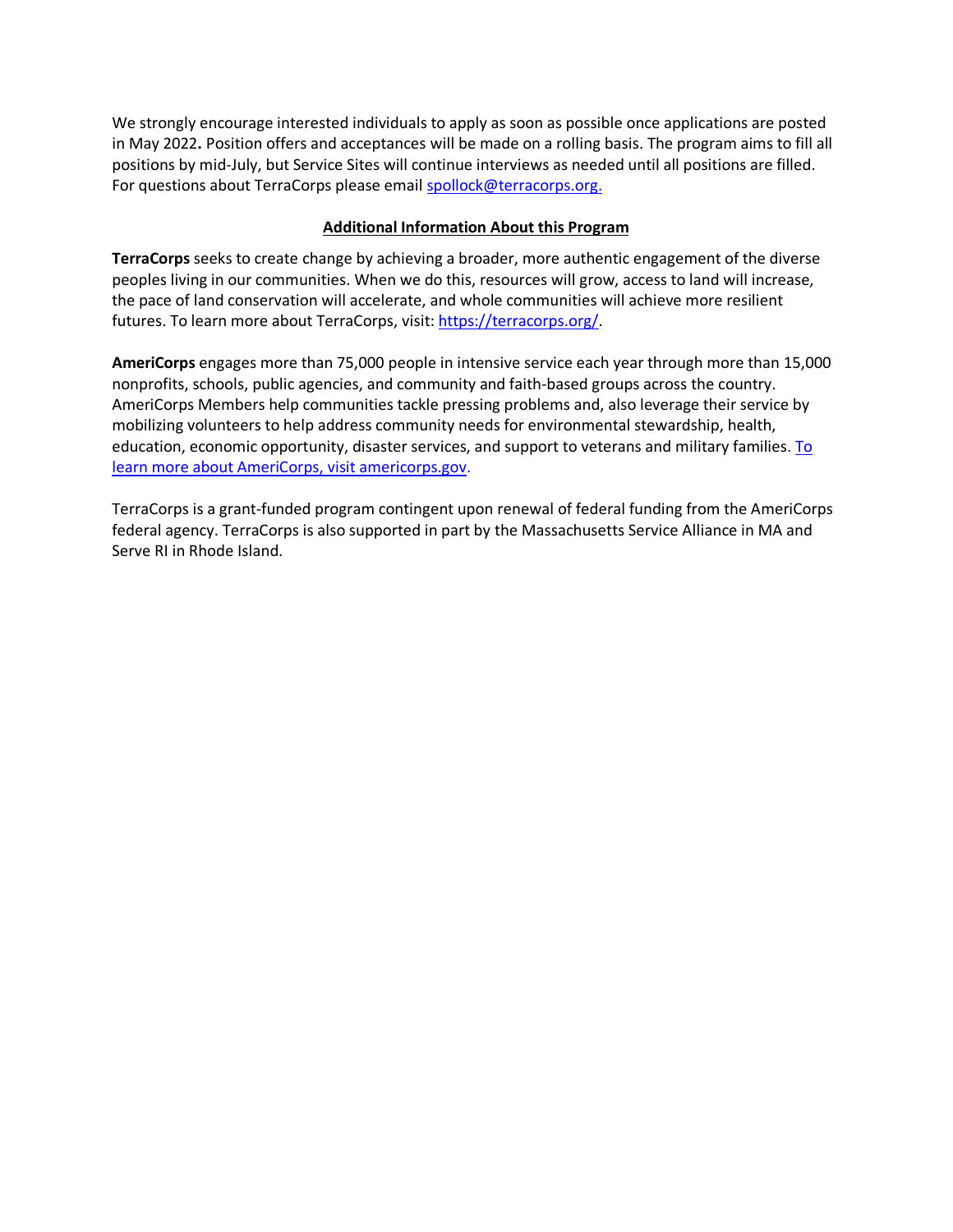We strongly encourage interested individuals to apply as soon as possible once applications are posted in May 2022**.** Position offers and acceptances will be made on a rolling basis. The program aims to fill all positions by mid-July, but Service Sites will continue interviews as needed until all positions are filled. For questions about TerraCorps please email [spollock@terracorps.org.](mailto:spollock@terracorps.org)

## Additional Information About this Program

**TerraCorps** seeks to create change by achieving a broader, more authentic engagement of the diverse peoples living in our communities. When we do this, resources will grow, access to land will increase, the pace of land conservation will accelerate, and whole communities will achieve more resilient futures. To learn more about TerraCorps, visit: [https://terracorps.org/](https://terracorps.org/).

**AmeriCorps** engages more than 75,000 people in intensive service each year through more than 15,000 nonprofits, schools, public agencies, and community and faith-based groups across the country. AmeriCorps Members help communities tackle pressing problems and, also leverage their service by mobilizing volunteers to help address community needs for environmental stewardship, health, education, economic opportunity, disaster services, and support to veterans and military families. [To learn more about AmeriCorps, visit americorps.gov](https://americorps.gov).

TerraCorps is a grant-funded program contingent upon renewal of federal funding from the AmeriCorps federal agency. TerraCorps is also supported in part by the Massachusetts Service Alliance in MA and Serve RI in Rhode Island.